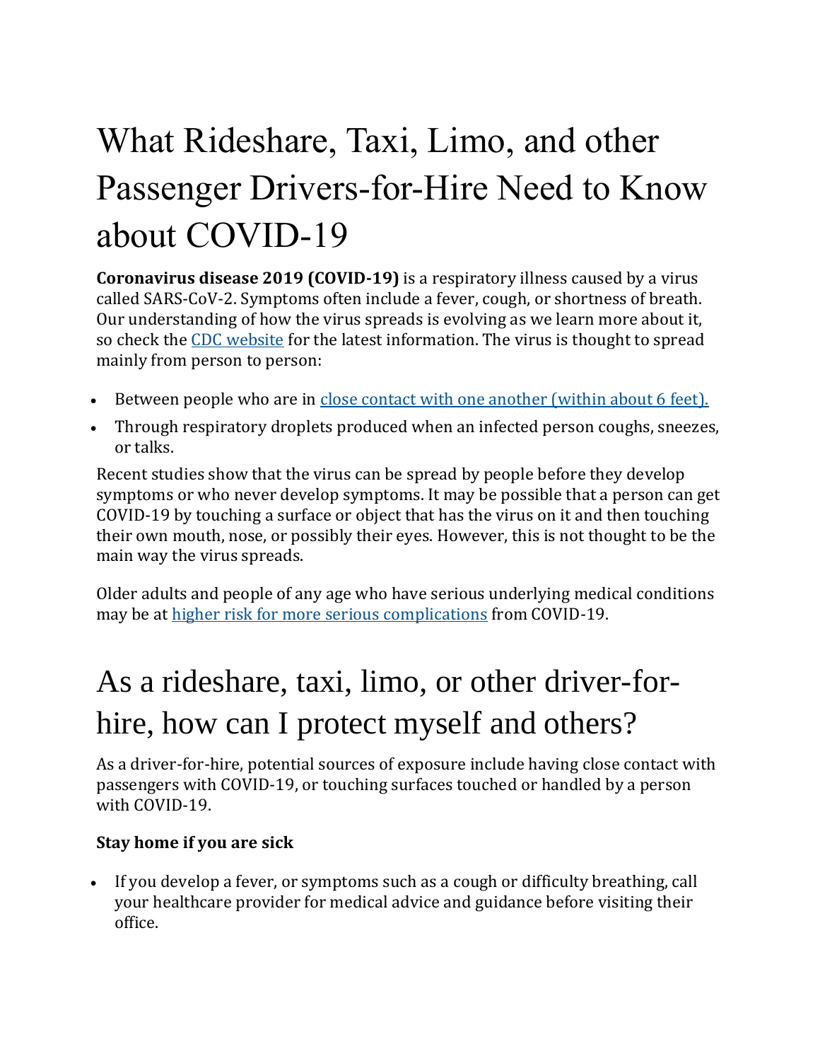# What Rideshare, Taxi, Limo, and other Passenger Drivers-for-Hire Need to Know about COVID-19

**Coronavirus disease 2019 (COVID-19)** is a respiratory illness caused by a virus called SARS-CoV-2. Symptoms often include a fever, cough, or shortness of breath. Our understanding of how the virus spreads is evolving as we learn more about it, so check the CDC website for the latest information. The virus is thought to spread mainly from person to person:

- Between people who are in close contact with one another (within about 6 feet).
- Through respiratory droplets produced when an infected person coughs, sneezes, or talks.

Recent studies show that the virus can be spread by people before they develop symptoms or who never develop symptoms. It may be possible that a person can get COVID-19 by touching a surface or object that has the virus on it and then touching their own mouth, nose, or possibly their eyes. However, this is not thought to be the main way the virus spreads.

Older adults and people of any age who have serious underlying medical conditions may be at higher risk for more serious complications from COVID-19.

## As a rideshare, taxi, limo, or other driver-for-hire, how can I protect myself and others?

As a driver-for-hire, potential sources of exposure include having close contact with passengers with COVID-19, or touching surfaces touched or handled by a person with COVID-19.

**Stay home if you are sick**

- If you develop a fever, or symptoms such as a cough or difficulty breathing, call your healthcare provider for medical advice and guidance before visiting their office.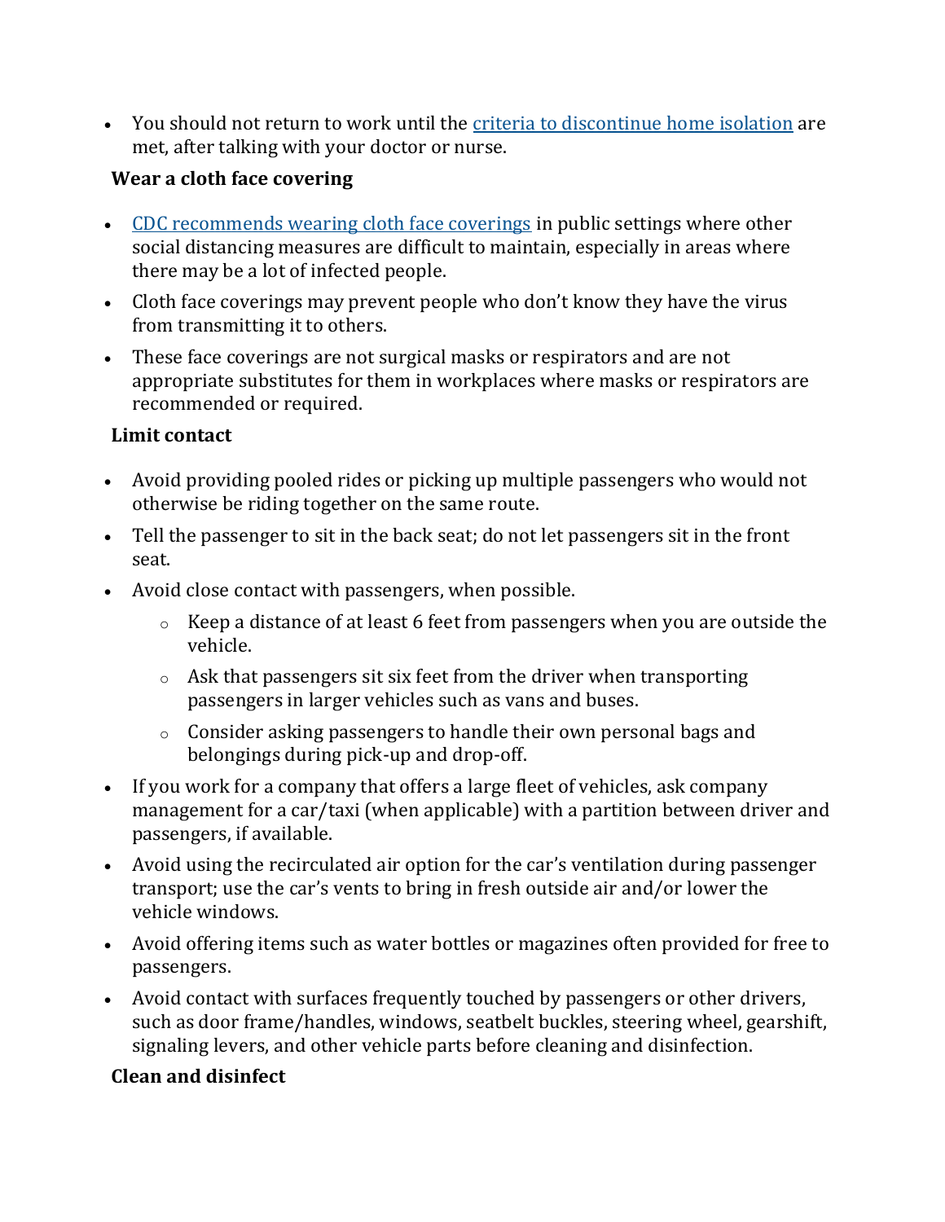- You should not return to work until the [criteria to discontinue home isolation]() are met, after talking with your doctor or nurse.

**Wear a cloth face covering**

- [CDC recommends wearing cloth face coverings]() in public settings where other social distancing measures are difficult to maintain, especially in areas where there may be a lot of infected people.
- Cloth face coverings may prevent people who don't know they have the virus from transmitting it to others.
- These face coverings are not surgical masks or respirators and are not appropriate substitutes for them in workplaces where masks or respirators are recommended or required.

**Limit contact**

- Avoid providing pooled rides or picking up multiple passengers who would not otherwise be riding together on the same route.
- Tell the passenger to sit in the back seat; do not let passengers sit in the front seat.
- Avoid close contact with passengers, when possible.
  - Keep a distance of at least 6 feet from passengers when you are outside the vehicle.
  - Ask that passengers sit six feet from the driver when transporting passengers in larger vehicles such as vans and buses.
  - Consider asking passengers to handle their own personal bags and belongings during pick-up and drop-off.
- If you work for a company that offers a large fleet of vehicles, ask company management for a car/taxi (when applicable) with a partition between driver and passengers, if available.
- Avoid using the recirculated air option for the car's ventilation during passenger transport; use the car's vents to bring in fresh outside air and/or lower the vehicle windows.
- Avoid offering items such as water bottles or magazines often provided for free to passengers.
- Avoid contact with surfaces frequently touched by passengers or other drivers, such as door frame/handles, windows, seatbelt buckles, steering wheel, gearshift, signaling levers, and other vehicle parts before cleaning and disinfection.

**Clean and disinfect**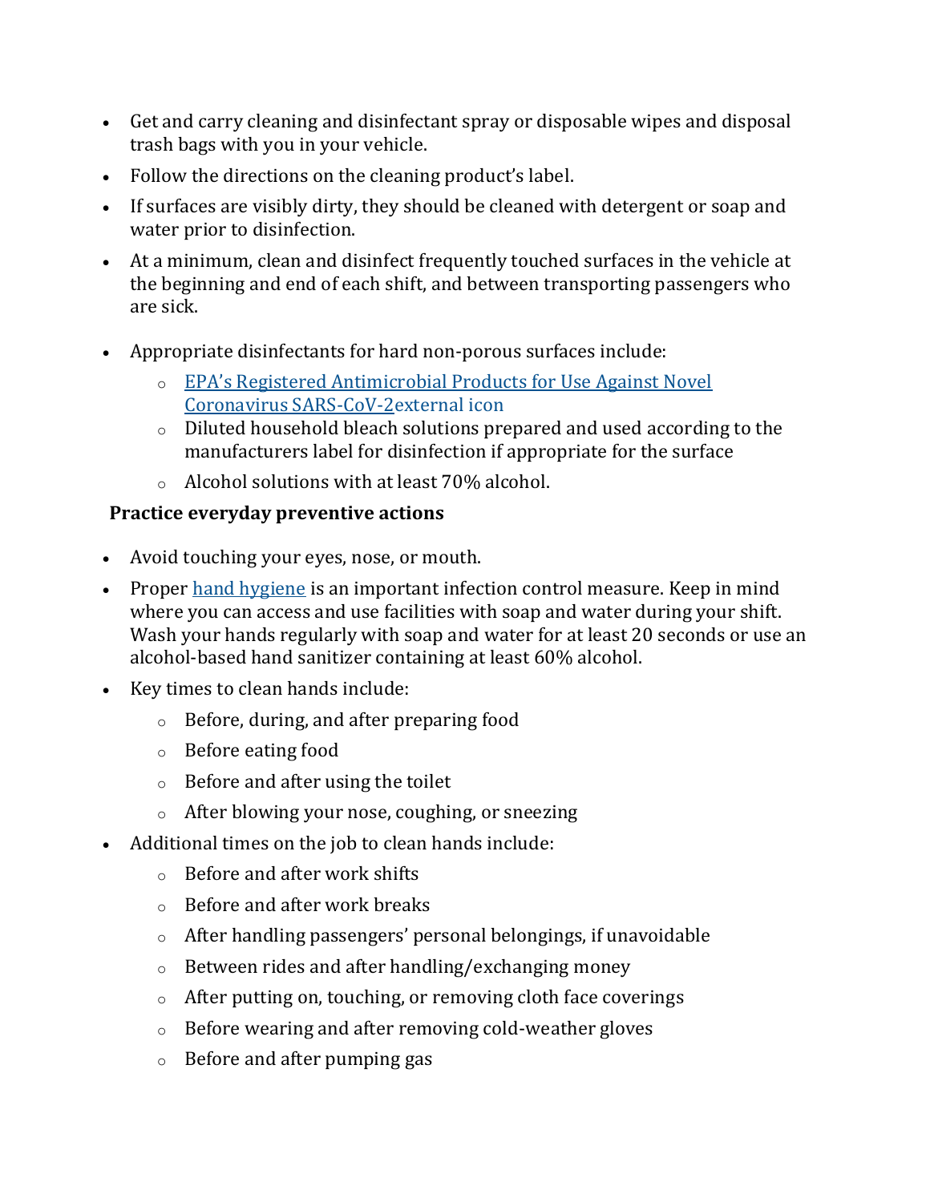- Get and carry cleaning and disinfectant spray or disposable wipes and disposal trash bags with you in your vehicle.
- Follow the directions on the cleaning product's label.
- If surfaces are visibly dirty, they should be cleaned with detergent or soap and water prior to disinfection.
- At a minimum, clean and disinfect frequently touched surfaces in the vehicle at the beginning and end of each shift, and between transporting passengers who are sick.
- Appropriate disinfectants for hard non-porous surfaces include:
  - EPA's Registered Antimicrobial Products for Use Against Novel Coronavirus SARS-CoV-2external icon
  - Diluted household bleach solutions prepared and used according to the manufacturers label for disinfection if appropriate for the surface
  - Alcohol solutions with at least 70% alcohol.

**Practice everyday preventive actions**

- Avoid touching your eyes, nose, or mouth.
- Proper hand hygiene is an important infection control measure. Keep in mind where you can access and use facilities with soap and water during your shift. Wash your hands regularly with soap and water for at least 20 seconds or use an alcohol-based hand sanitizer containing at least 60% alcohol.
- Key times to clean hands include:
  - Before, during, and after preparing food
  - Before eating food
  - Before and after using the toilet
  - After blowing your nose, coughing, or sneezing
- Additional times on the job to clean hands include:
  - Before and after work shifts
  - Before and after work breaks
  - After handling passengers' personal belongings, if unavoidable
  - Between rides and after handling/exchanging money
  - After putting on, touching, or removing cloth face coverings
  - Before wearing and after removing cold-weather gloves
  - Before and after pumping gas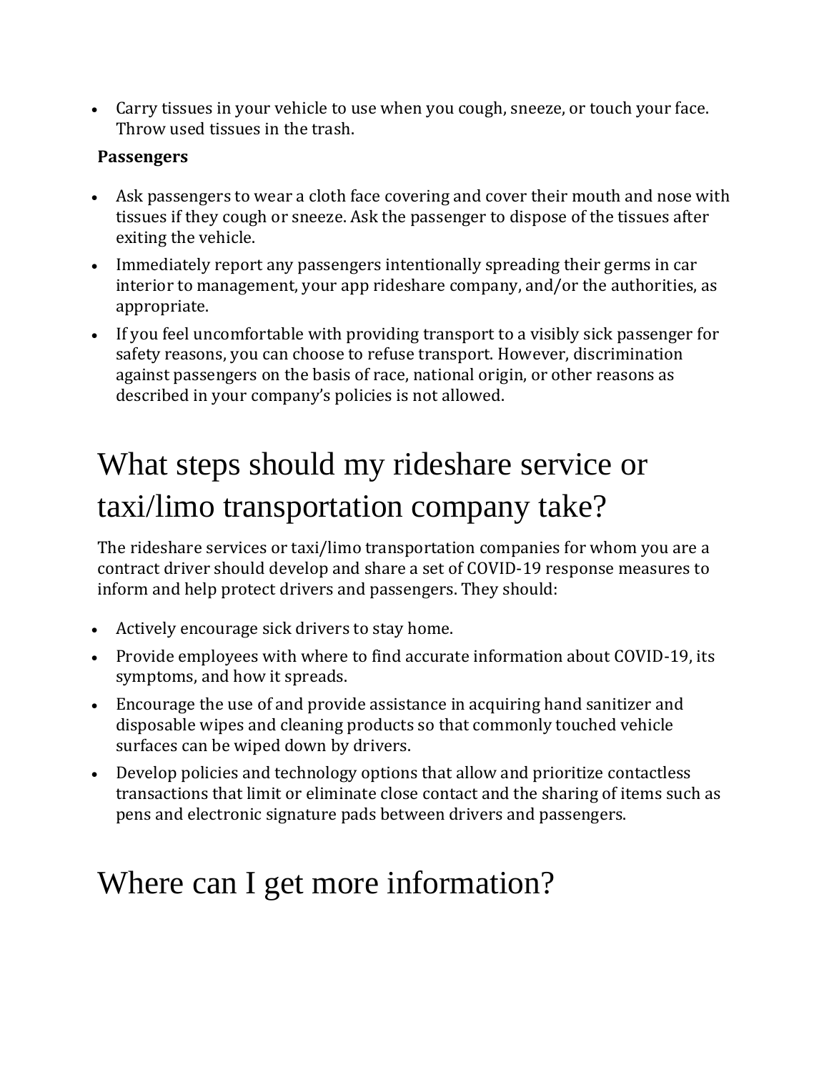- Carry tissues in your vehicle to use when you cough, sneeze, or touch your face. Throw used tissues in the trash.

**Passengers**

- Ask passengers to wear a cloth face covering and cover their mouth and nose with tissues if they cough or sneeze. Ask the passenger to dispose of the tissues after exiting the vehicle.
- Immediately report any passengers intentionally spreading their germs in car interior to management, your app rideshare company, and/or the authorities, as appropriate.
- If you feel uncomfortable with providing transport to a visibly sick passenger for safety reasons, you can choose to refuse transport. However, discrimination against passengers on the basis of race, national origin, or other reasons as described in your company's policies is not allowed.

# What steps should my rideshare service or taxi/limo transportation company take?

The rideshare services or taxi/limo transportation companies for whom you are a contract driver should develop and share a set of COVID-19 response measures to inform and help protect drivers and passengers. They should:

- Actively encourage sick drivers to stay home.
- Provide employees with where to find accurate information about COVID-19, its symptoms, and how it spreads.
- Encourage the use of and provide assistance in acquiring hand sanitizer and disposable wipes and cleaning products so that commonly touched vehicle surfaces can be wiped down by drivers.
- Develop policies and technology options that allow and prioritize contactless transactions that limit or eliminate close contact and the sharing of items such as pens and electronic signature pads between drivers and passengers.

# Where can I get more information?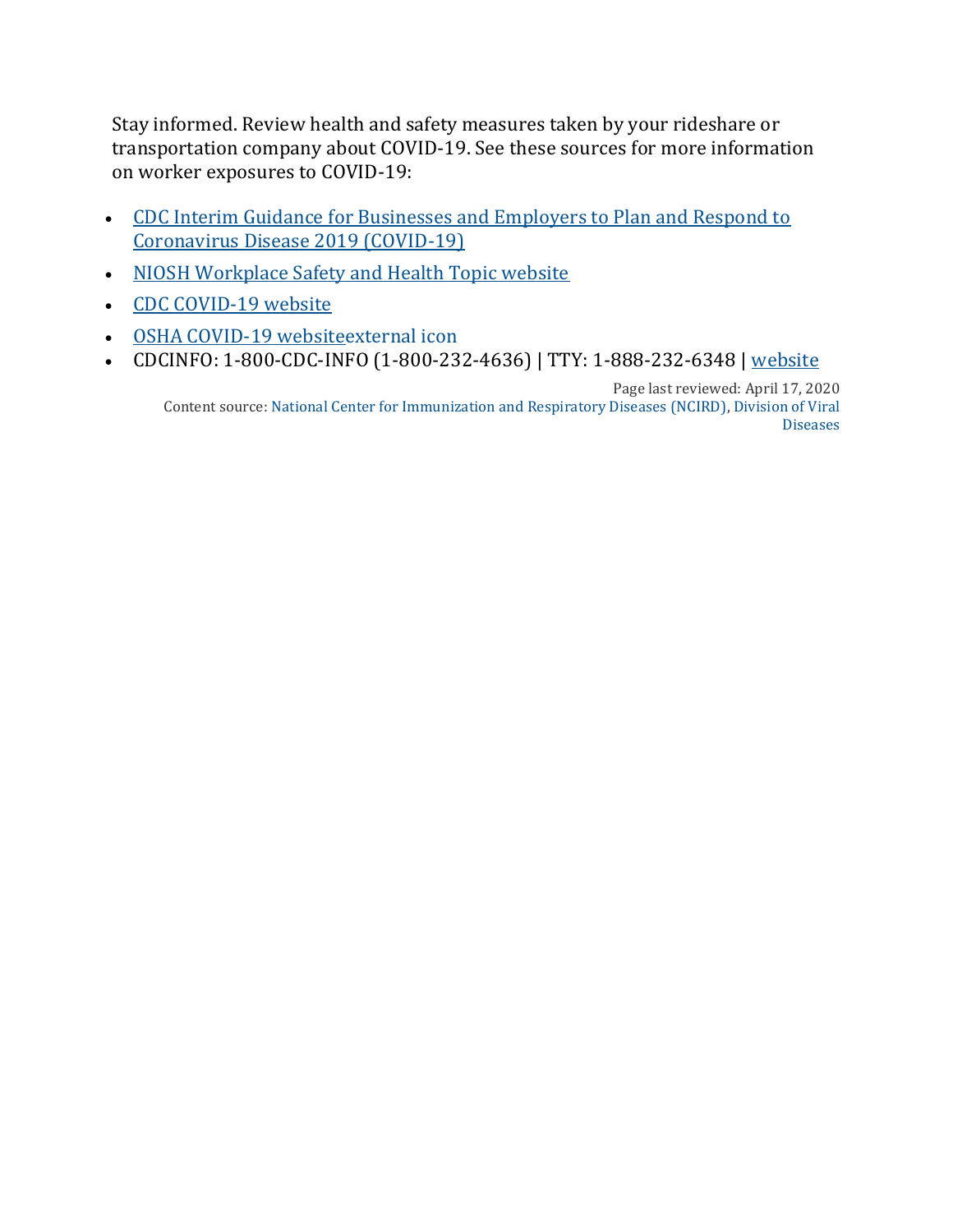Stay informed. Review health and safety measures taken by your rideshare or transportation company about COVID-19. See these sources for more information on worker exposures to COVID-19:

- CDC Interim Guidance for Businesses and Employers to Plan and Respond to Coronavirus Disease 2019 (COVID-19)
- NIOSH Workplace Safety and Health Topic website
- CDC COVID-19 website
- OSHA COVID-19 websiteexternal icon
- CDCINFO: 1-800-CDC-INFO (1-800-232-4636) | TTY: 1-888-232-6348 | website

Page last reviewed: April 17, 2020

Content source: National Center for Immunization and Respiratory Diseases (NCIRD), Division of Viral Diseases